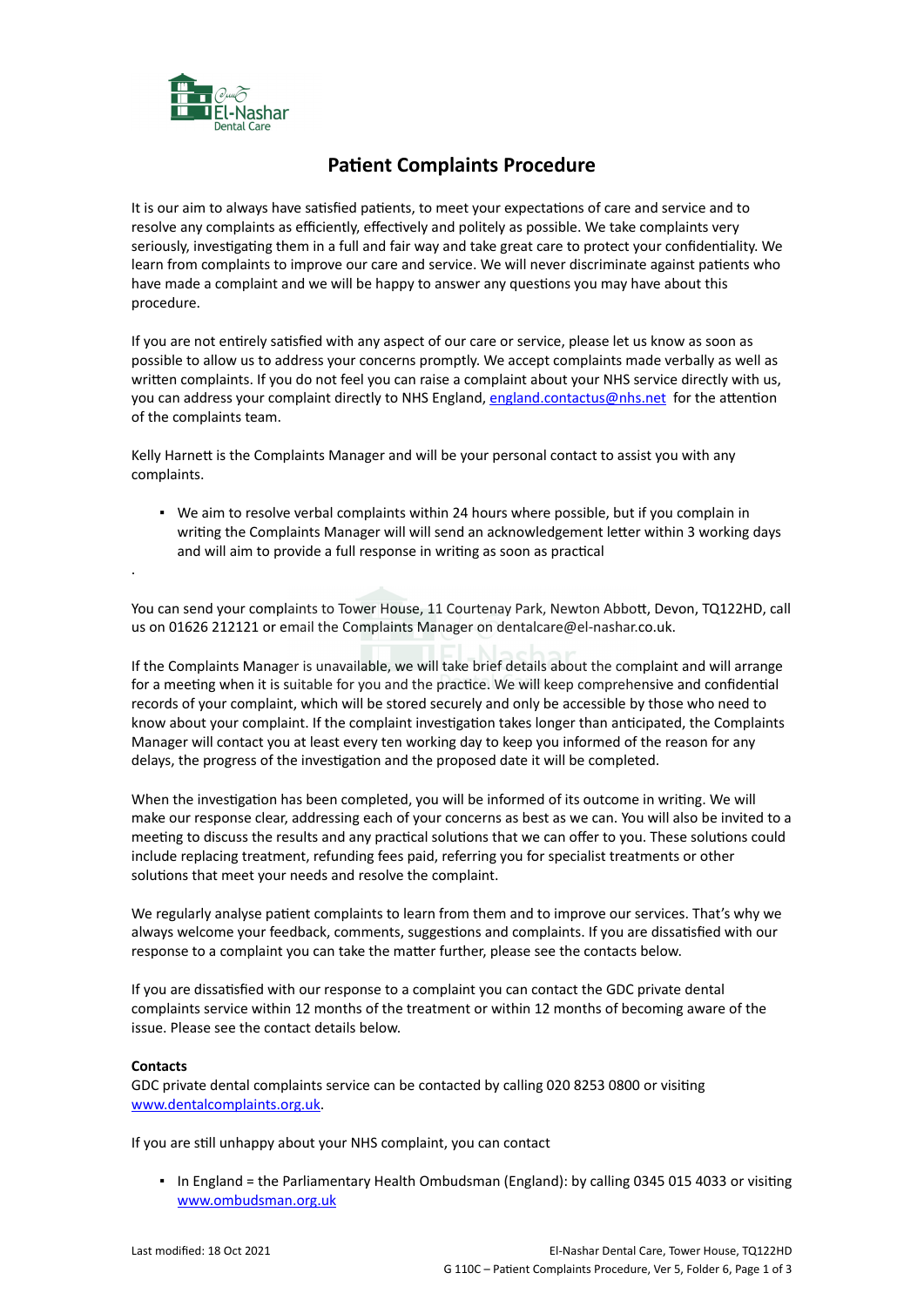# Patient Complaints Procedure

It is our aim to always have satisfied patients, to meet your expectations of care and service and to resolve any complaints as efficiently, effectively and politely as possible. We take complaints very seriously, investigating them in a full and fair way and take great care to protect your confidentiality. We learn from complaints to improve our care and service. We will never discriminate against patients who have made a complaint and we will be happy to answer any questions you may have about this procedure.

If you are not entirely satisfied with any aspect of our care or service, please let us know as soon as possible to allow us to address your concerns promptly. We accept complaints made verbally as well as written complaints. If you do not feel you can raise a complaint about your NHS service directly with us, you can address your complaint directly to NHS England, england.contactus@nhs.net for the attention of the complaints team.

Kelly Harnett is the Complaints Manager and will be your personal contact to assist you with any complaints.

- We aim to resolve verbal complaints within 24 hours where possible, but if you complain in writing the Complaints Manager will will send an acknowledgement letter within 3 working days and will aim to provide a full response in writing as soon as practical

.

You can send your complaints to Tower House, 11 Courtenay Park, Newton Abbott, Devon, TQ122HD, call us on 01626 212121 or email the Complaints Manager on dentalcare@el-nashar.co.uk.

If the Complaints Manager is unavailable, we will take brief details about the complaint and will arrange for a meeting when it is suitable for you and the practice. We will keep comprehensive and confidential records of your complaint, which will be stored securely and only be accessible by those who need to know about your complaint. If the complaint investigation takes longer than anticipated, the Complaints Manager will contact you at least every ten working day to keep you informed of the reason for any delays, the progress of the investigation and the proposed date it will be completed.

When the investigation has been completed, you will be informed of its outcome in writing. We will make our response clear, addressing each of your concerns as best as we can. You will also be invited to a meeting to discuss the results and any practical solutions that we can offer to you. These solutions could include replacing treatment, refunding fees paid, referring you for specialist treatments or other solutions that meet your needs and resolve the complaint.

We regularly analyse patient complaints to learn from them and to improve our services. That's why we always welcome your feedback, comments, suggestions and complaints. If you are dissatisfied with our response to a complaint you can take the matter further, please see the contacts below.

If you are dissatisfied with our response to a complaint you can contact the GDC private dental complaints service within 12 months of the treatment or within 12 months of becoming aware of the issue. Please see the contact details below.

**Contacts**

GDC private dental complaints service can be contacted by calling 020 8253 0800 or visiting www.dentalcomplaints.org.uk.

If you are still unhappy about your NHS complaint, you can contact

- In England = the Parliamentary Health Ombudsman (England): by calling 0345 015 4033 or visiting www.ombudsman.org.uk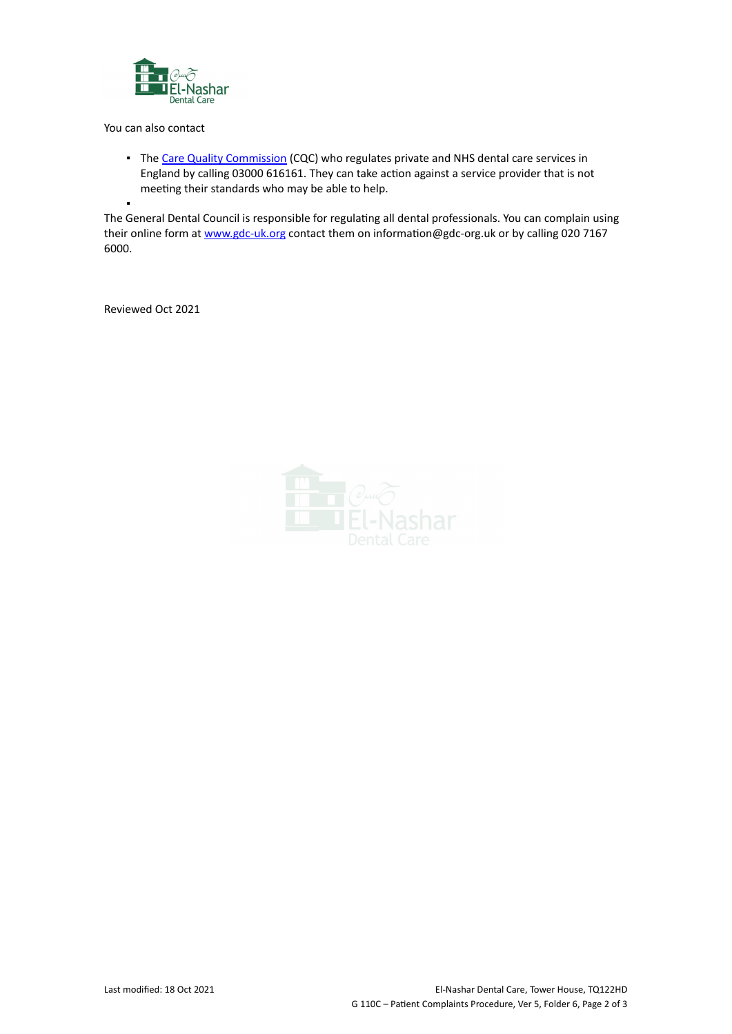You can also contact

- The [Care Quality Commission](https://www.cqc.org.uk) (CQC) who regulates private and NHS dental care services in England by calling 03000 616161. They can take action against a service provider that is not meeting their standards who may be able to help.
- 

The General Dental Council is responsible for regulating all dental professionals. You can complain using their online form at www.gdc-uk.org contact them on information@gdc-org.uk or by calling 020 7167 6000.

Reviewed Oct 2021